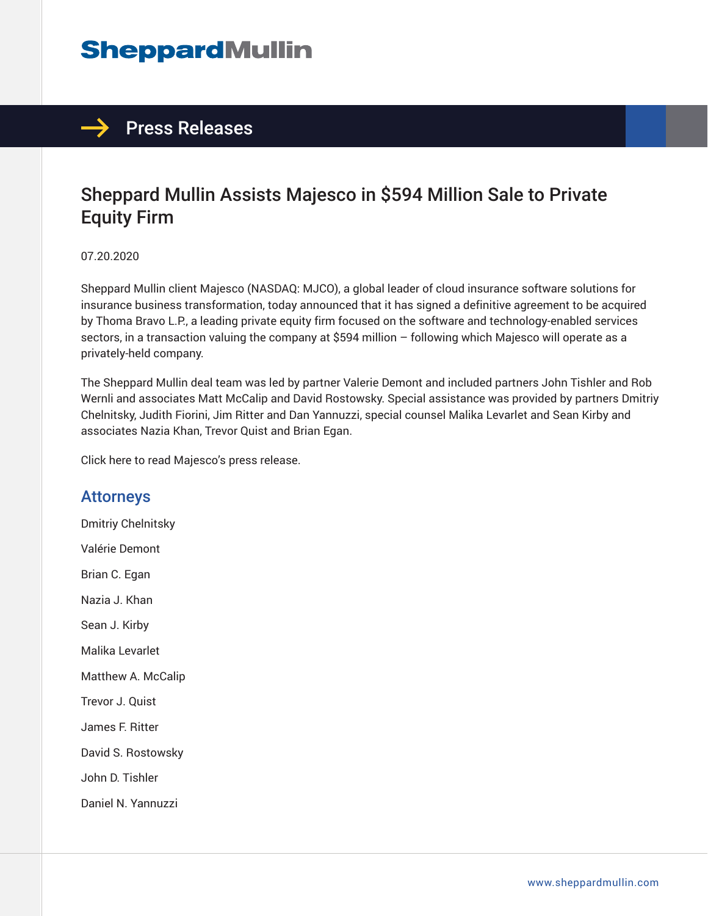# Sheppard Mullin

## Press Releases

# Sheppard Mullin Assists Majesco in $594 Million Sale to Private Equity Firm

07.20.2020

Sheppard Mullin client Majesco (NASDAQ: MJCO), a global leader of cloud insurance software solutions for insurance business transformation, today announced that it has signed a definitive agreement to be acquired by Thoma Bravo L.P., a leading private equity firm focused on the software and technology-enabled services sectors, in a transaction valuing the company at $594 million – following which Majesco will operate as a privately-held company.

The Sheppard Mullin deal team was led by partner Valerie Demont and included partners John Tishler and Rob Wernli and associates Matt McCalip and David Rostowsky. Special assistance was provided by partners Dmitriy Chelnitsky, Judith Fiorini, Jim Ritter and Dan Yannuzzi, special counsel Malika Levarlet and Sean Kirby and associates Nazia Khan, Trevor Quist and Brian Egan.

Click here to read Majesco's press release.

## Attorneys

Dmitriy Chelnitsky

Valérie Demont

Brian C. Egan

Nazia J. Khan

Sean J. Kirby

Malika Levarlet

Matthew A. McCalip

Trevor J. Quist

James F. Ritter

David S. Rostowsky

John D. Tishler

Daniel N. Yannuzzi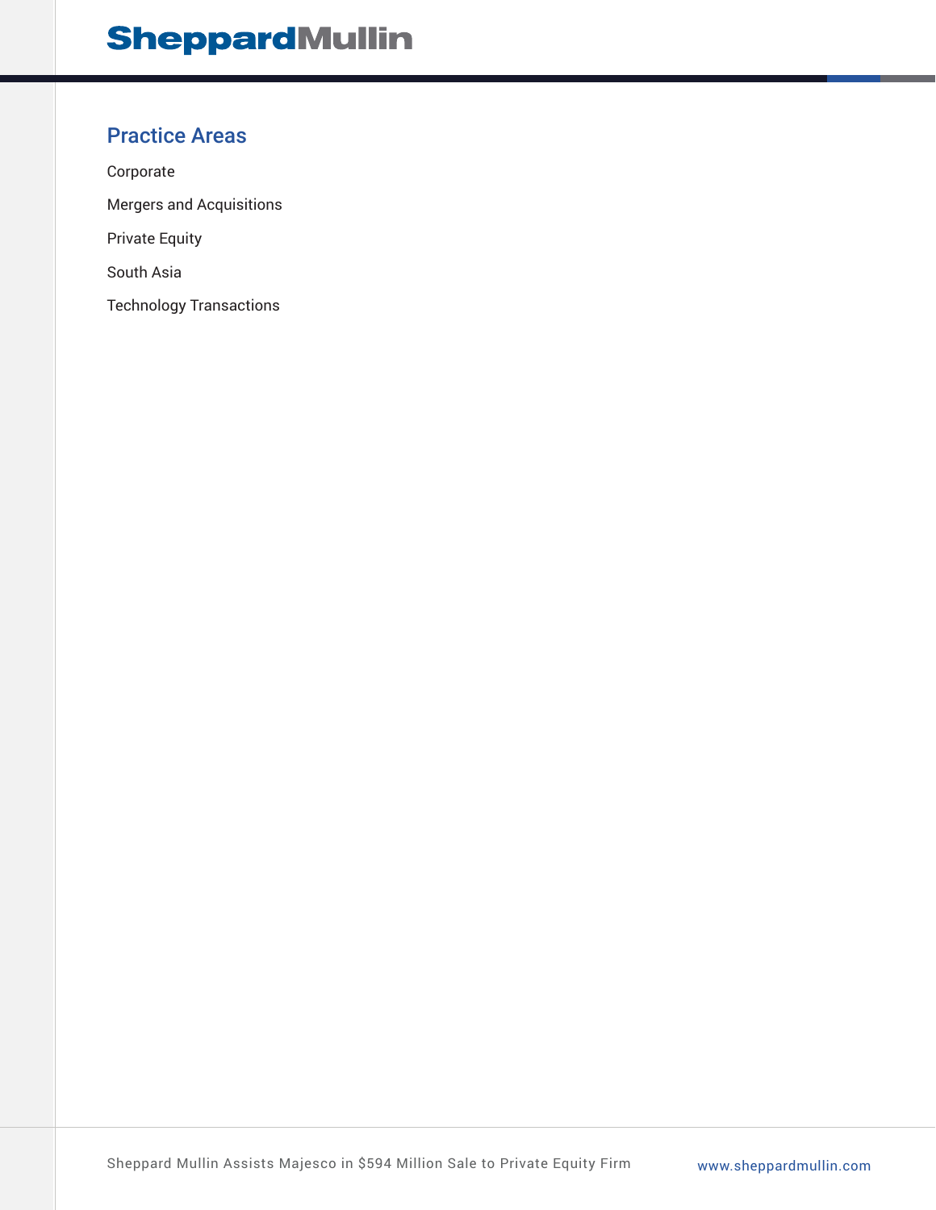## Practice Areas

Corporate

Mergers and Acquisitions

Private Equity

South Asia

Technology Transactions